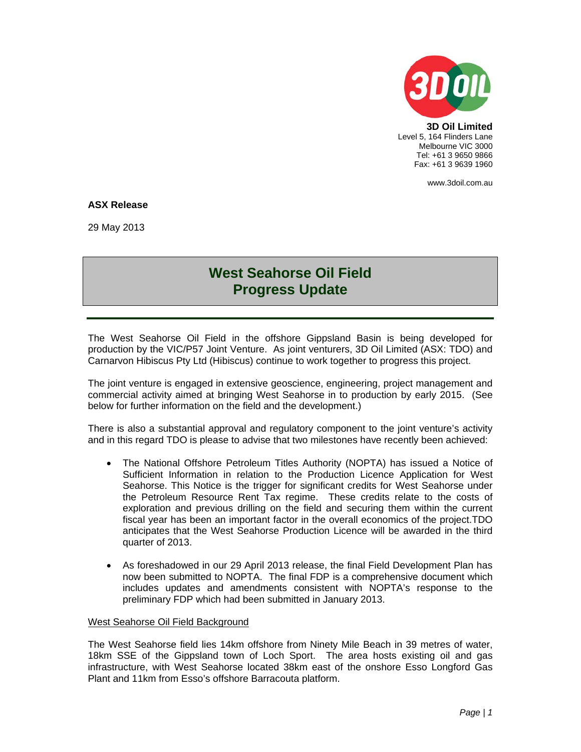**3D Oil Limited**
Level 5, 164 Flinders Lane
Melbourne VIC 3000
Tel: +61 3 9650 9866
Fax: +61 3 9639 1960

www.3doil.com.au

**ASX Release**

29 May 2013

# West Seahorse Oil Field Progress Update

The West Seahorse Oil Field in the offshore Gippsland Basin is being developed for production by the VIC/P57 Joint Venture. As joint venturers, 3D Oil Limited (ASX: TDO) and Carnarvon Hibiscus Pty Ltd (Hibiscus) continue to work together to progress this project.

The joint venture is engaged in extensive geoscience, engineering, project management and commercial activity aimed at bringing West Seahorse in to production by early 2015. (See below for further information on the field and the development.)

There is also a substantial approval and regulatory component to the joint venture's activity and in this regard TDO is please to advise that two milestones have recently been achieved:

- The National Offshore Petroleum Titles Authority (NOPTA) has issued a Notice of Sufficient Information in relation to the Production Licence Application for West Seahorse. This Notice is the trigger for significant credits for West Seahorse under the Petroleum Resource Rent Tax regime. These credits relate to the costs of exploration and previous drilling on the field and securing them within the current fiscal year has been an important factor in the overall economics of the project.TDO anticipates that the West Seahorse Production Licence will be awarded in the third quarter of 2013.

- As foreshadowed in our 29 April 2013 release, the final Field Development Plan has now been submitted to NOPTA. The final FDP is a comprehensive document which includes updates and amendments consistent with NOPTA's response to the preliminary FDP which had been submitted in January 2013.

West Seahorse Oil Field Background

The West Seahorse field lies 14km offshore from Ninety Mile Beach in 39 metres of water, 18km SSE of the Gippsland town of Loch Sport. The area hosts existing oil and gas infrastructure, with West Seahorse located 38km east of the onshore Esso Longford Gas Plant and 11km from Esso's offshore Barracouta platform.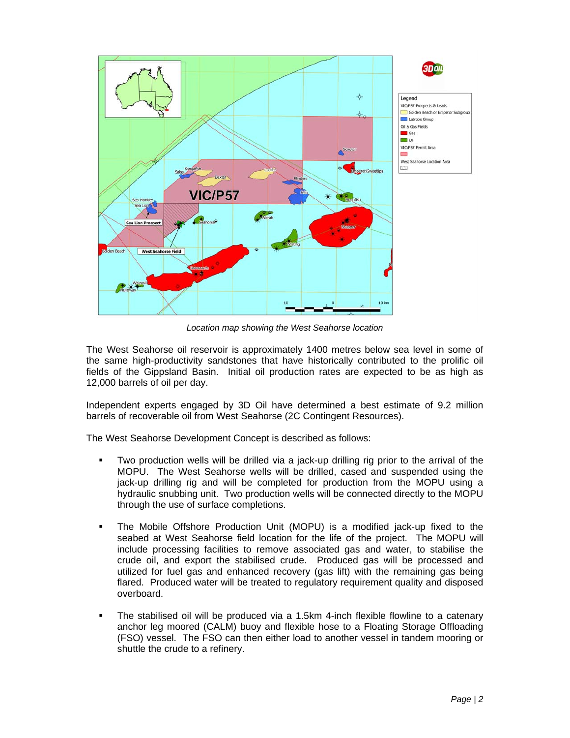*Location map showing the West Seahorse location*

The West Seahorse oil reservoir is approximately 1400 metres below sea level in some of the same high-productivity sandstones that have historically contributed to the prolific oil fields of the Gippsland Basin. Initial oil production rates are expected to be as high as 12,000 barrels of oil per day.

Independent experts engaged by 3D Oil have determined a best estimate of 9.2 million barrels of recoverable oil from West Seahorse (2C Contingent Resources).

The West Seahorse Development Concept is described as follows:

- Two production wells will be drilled via a jack-up drilling rig prior to the arrival of the MOPU. The West Seahorse wells will be drilled, cased and suspended using the jack-up drilling rig and will be completed for production from the MOPU using a hydraulic snubbing unit. Two production wells will be connected directly to the MOPU through the use of surface completions.
- The Mobile Offshore Production Unit (MOPU) is a modified jack-up fixed to the seabed at West Seahorse field location for the life of the project. The MOPU will include processing facilities to remove associated gas and water, to stabilise the crude oil, and export the stabilised crude. Produced gas will be processed and utilized for fuel gas and enhanced recovery (gas lift) with the remaining gas being flared. Produced water will be treated to regulatory requirement quality and disposed overboard.
- The stabilised oil will be produced via a 1.5km 4-inch flexible flowline to a catenary anchor leg moored (CALM) buoy and flexible hose to a Floating Storage Offloading (FSO) vessel. The FSO can then either load to another vessel in tandem mooring or shuttle the crude to a refinery.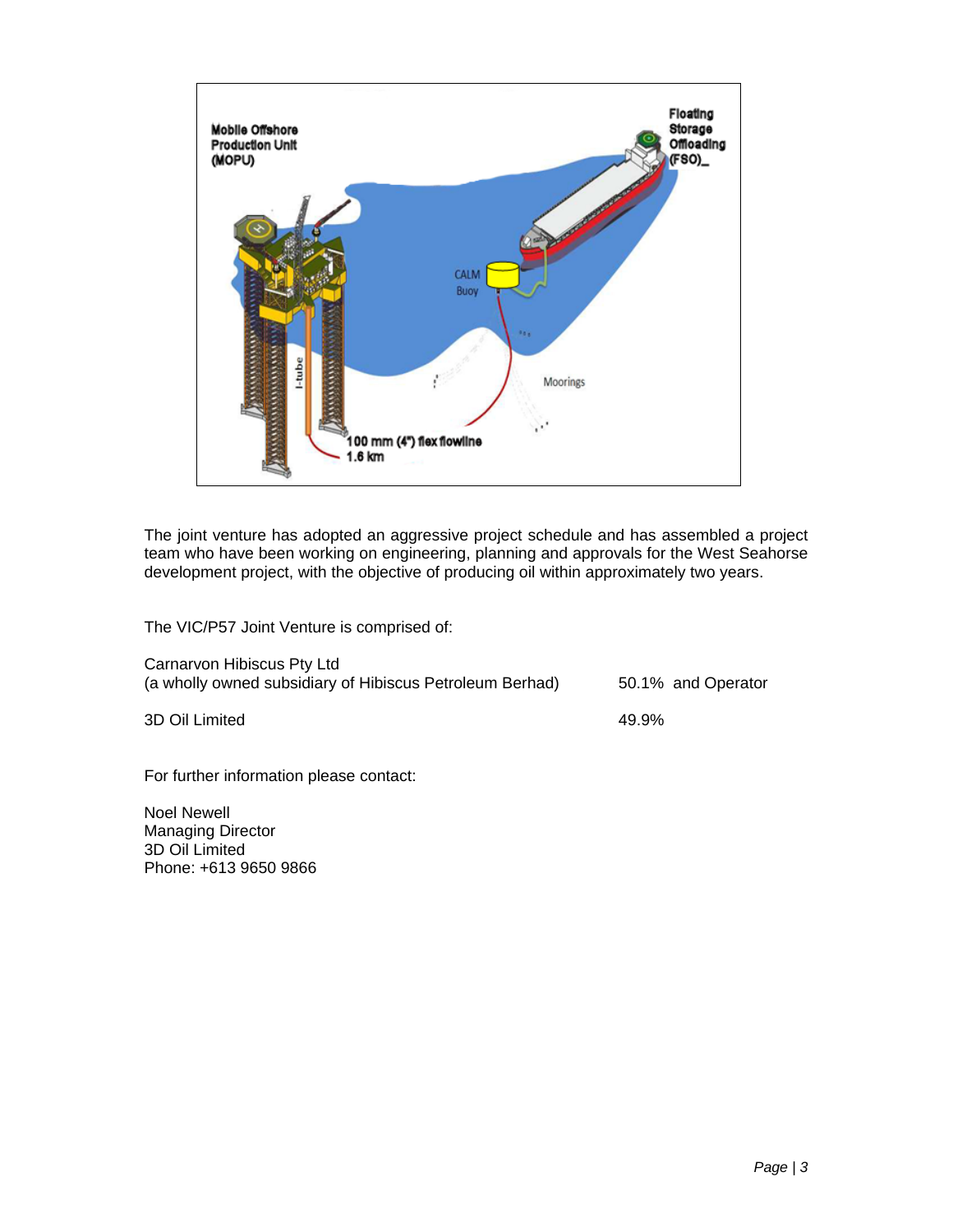Mobile Offshore Production Unit (MOPU)

Floating Storage Offloading (FSO)_

CALM Buoy

I-tube

Moorings

100 mm (4") flex flowline 1.6 km

The joint venture has adopted an aggressive project schedule and has assembled a project team who have been working on engineering, planning and approvals for the West Seahorse development project, with the objective of producing oil within approximately two years.

The VIC/P57 Joint Venture is comprised of:

| | |
|---|---|
| Carnarvon Hibiscus Pty Ltd (a wholly owned subsidiary of Hibiscus Petroleum Berhad) | 50.1% and Operator |
| 3D Oil Limited | 49.9% |

For further information please contact:

Noel Newell
Managing Director
3D Oil Limited
Phone: +613 9650 9866